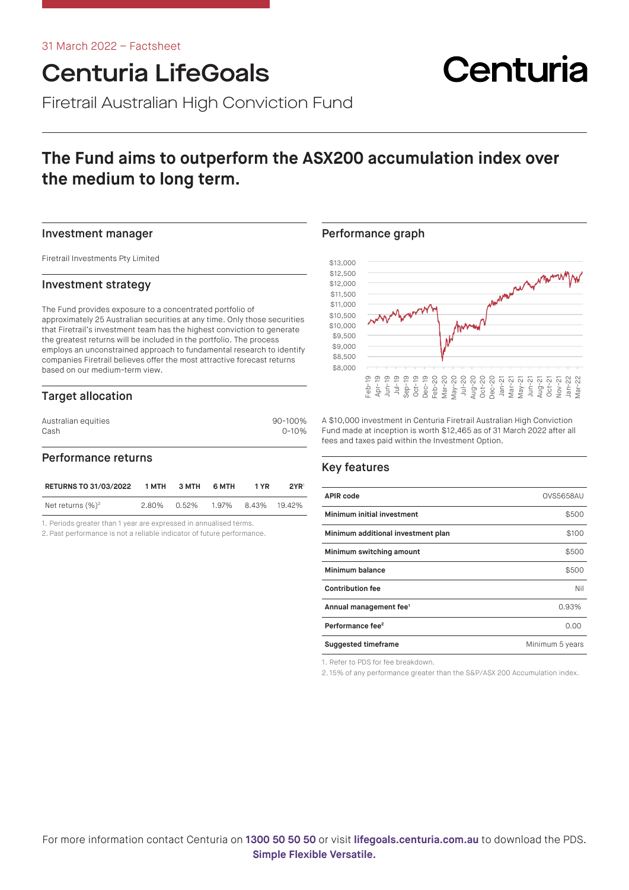31 March 2022 – Factsheet

# Centuria LifeGoals

Firetrail Australian High Conviction Fund

Centuria

## The Fund aims to outperform the ASX200 accumulation index over the medium to long term.

### Investment manager

Firetrail Investments Pty Limited

### Investment strategy

The Fund provides exposure to a concentrated portfolio of approximately 25 Australian securities at any time. Only those securities that Firetrail's investment team has the highest conviction to generate the greatest returns will be included in the portfolio. The process employs an unconstrained approach to fundamental research to identify companies Firetrail believes offer the most attractive forecast returns based on our medium-term view.

### Target allocation

| | |
|---|---|
| Australian equities | 90-100% |
| Cash | 0-10% |

### Performance returns

| RETURNS TO 31/03/2022 | 1 MTH | 3 MTH | 6 MTH | 1 YR | 2YR[1] |
|---|---|---|---|---|---|
| Net returns (%)[2] | 2.80% | 0.52% | 1.97% | 8.43% | 19.42% |

1. Periods greater than 1 year are expressed in annualised terms.
2. Past performance is not a reliable indicator of future performance.

### Performance graph

A $10,000 investment in Centuria Firetrail Australian High Conviction Fund made at inception is worth $12,465 as of 31 March 2022 after all fees and taxes paid within the Investment Option.

### Key features

| | |
|---|---|
| **APIR code** | OVS5658AU |
| **Minimum initial investment** | $500 |
| **Minimum additional investment plan** | $100 |
| **Minimum switching amount** | $500 |
| **Minimum balance** | $500 |
| **Contribution fee** | Nil |
| **Annual management fee[1]** | 0.93% |
| **Performance fee[2]** | 0.00 |
| **Suggested timeframe** | Minimum 5 years |

1. Refer to PDS for fee breakdown.
2. 15% of any performance greater than the S&P/ASX 200 Accumulation index.

For more information contact Centuria on **1300 50 50 50** or visit **lifegoals.centuria.com.au** to download the PDS.

**Simple Flexible Versatile.**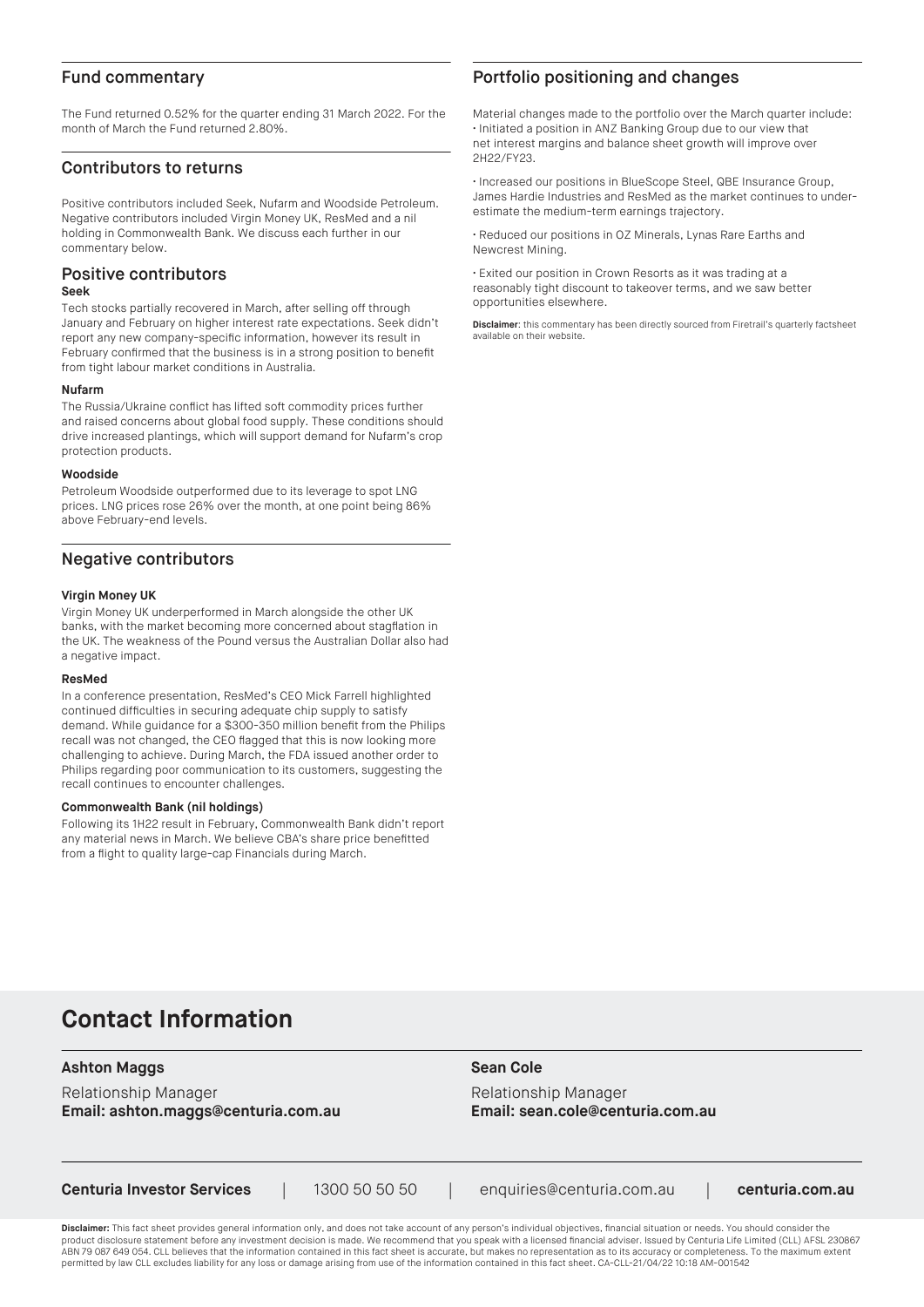## Fund commentary

The Fund returned 0.52% for the quarter ending 31 March 2022. For the month of March the Fund returned 2.80%.

## Contributors to returns

Positive contributors included Seek, Nufarm and Woodside Petroleum. Negative contributors included Virgin Money UK, ResMed and a nil holding in Commonwealth Bank. We discuss each further in our commentary below.

## Positive contributors

**Seek**

Tech stocks partially recovered in March, after selling off through January and February on higher interest rate expectations. Seek didn't report any new company-specific information, however its result in February confirmed that the business is in a strong position to benefit from tight labour market conditions in Australia.

**Nufarm**

The Russia/Ukraine conflict has lifted soft commodity prices further and raised concerns about global food supply. These conditions should drive increased plantings, which will support demand for Nufarm's crop protection products.

**Woodside**

Petroleum Woodside outperformed due to its leverage to spot LNG prices. LNG prices rose 26% over the month, at one point being 86% above February-end levels.

## Negative contributors

**Virgin Money UK**

Virgin Money UK underperformed in March alongside the other UK banks, with the market becoming more concerned about stagflation in the UK. The weakness of the Pound versus the Australian Dollar also had a negative impact.

**ResMed**

In a conference presentation, ResMed's CEO Mick Farrell highlighted continued difficulties in securing adequate chip supply to satisfy demand. While guidance for a $300-350 million benefit from the Philips recall was not changed, the CEO flagged that this is now looking more challenging to achieve. During March, the FDA issued another order to Philips regarding poor communication to its customers, suggesting the recall continues to encounter challenges.

**Commonwealth Bank (nil holdings)**

Following its 1H22 result in February, Commonwealth Bank didn't report any material news in March. We believe CBA's share price benefitted from a flight to quality large-cap Financials during March.

## Portfolio positioning and changes

Material changes made to the portfolio over the March quarter include:

- Initiated a position in ANZ Banking Group due to our view that net interest margins and balance sheet growth will improve over 2H22/FY23.
- Increased our positions in BlueScope Steel, QBE Insurance Group, James Hardie Industries and ResMed as the market continues to under-estimate the medium-term earnings trajectory.
- Reduced our positions in OZ Minerals, Lynas Rare Earths and Newcrest Mining.
- Exited our position in Crown Resorts as it was trading at a reasonably tight discount to takeover terms, and we saw better opportunities elsewhere.

**Disclaimer**: this commentary has been directly sourced from Firetrail's quarterly factsheet available on their website.

# Contact Information

**Ashton Maggs**

Relationship Manager
**Email: ashton.maggs@centuria.com.au**

**Sean Cole**

Relationship Manager
**Email: sean.cole@centuria.com.au**

**Centuria Investor Services** | 1300 50 50 50 | enquiries@centuria.com.au | **centuria.com.au**

**Disclaimer:** This fact sheet provides general information only, and does not take account of any person's individual objectives, financial situation or needs. You should consider the product disclosure statement before any investment decision is made. We recommend that you speak with a licensed financial adviser. Issued by Centuria Life Limited (CLL) AFSL 230867 ABN 79 087 649 054. CLL believes that the information contained in this fact sheet is accurate, but makes no representation as to its accuracy or completeness. To the maximum extent permitted by law CLL excludes liability for any loss or damage arising from use of the information contained in this fact sheet. CA-CLL-21/04/22 10:18 AM-001542